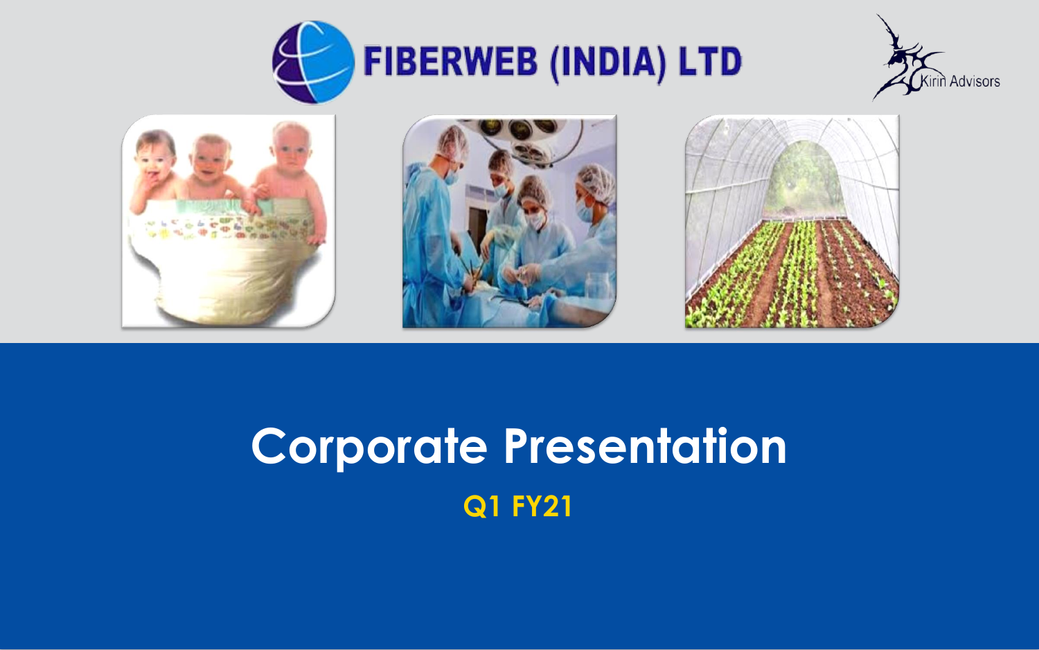# FIBERWEB (INDIA) LTD

Kirin Advisors

# Corporate Presentation

## Q1 FY21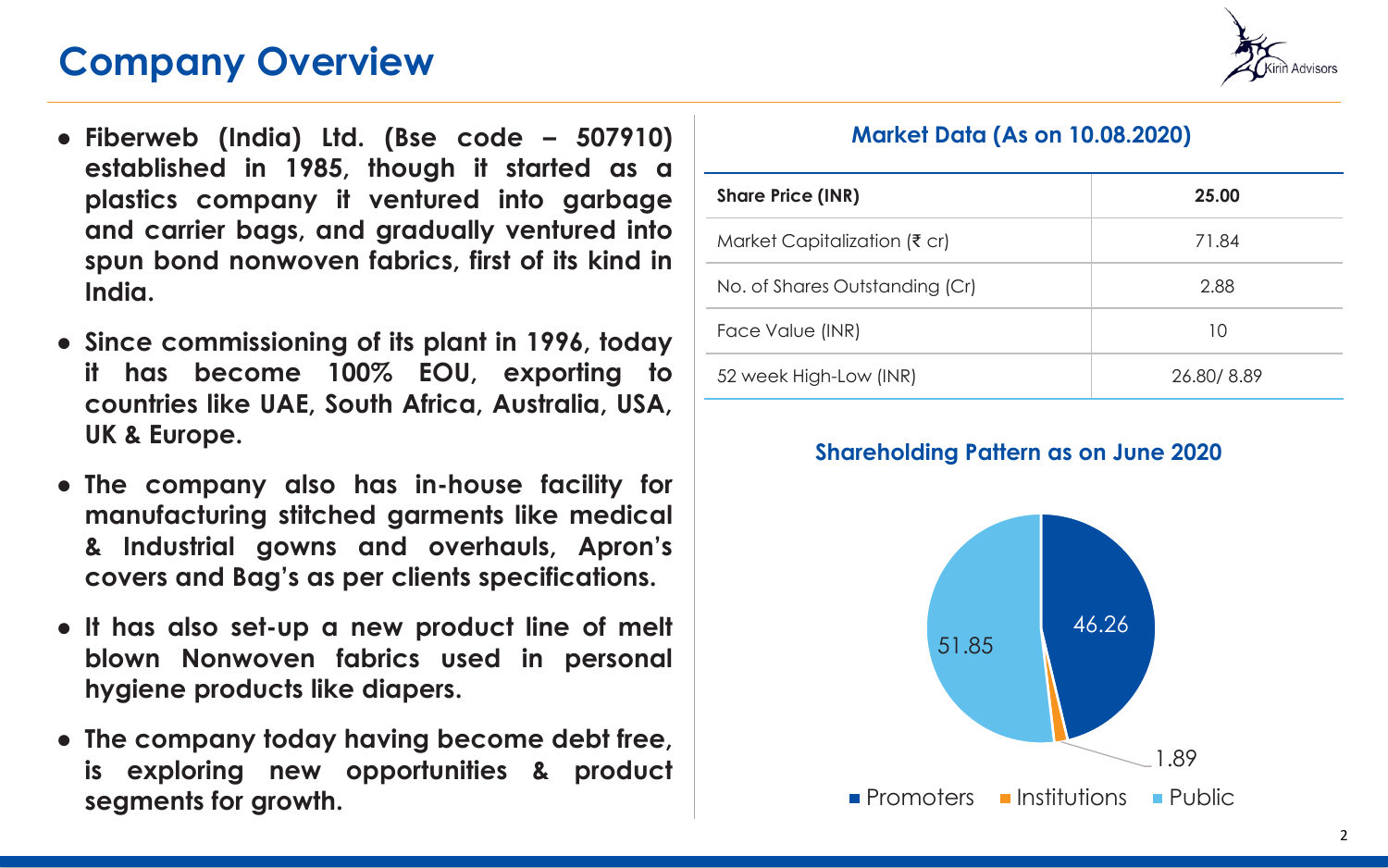# Company Overview

- **Fiberweb (India) Ltd. (Bse code – 507910) established in 1985, though it started as a plastics company it ventured into garbage and carrier bags, and gradually ventured into spun bond nonwoven fabrics, first of its kind in India.**
- **Since commissioning of its plant in 1996, today it has become 100% EOU, exporting to countries like UAE, South Africa, Australia, USA, UK & Europe.**
- **The company also has in-house facility for manufacturing stitched garments like medical & Industrial gowns and overhauls, Apron's covers and Bag's as per clients specifications.**
- **It has also set-up a new product line of melt blown Nonwoven fabrics used in personal hygiene products like diapers.**
- **The company today having become debt free, is exploring new opportunities & product segments for growth.**

## Market Data (As on 10.08.2020)

| **Share Price (INR)** | **25.00** |
|---|---|
| Market Capitalization (₹ cr) | 71.84 |
| No. of Shares Outstanding (Cr) | 2.88 |
| Face Value (INR) | 10 |
| 52 week High-Low (INR) | 26.80/ 8.89 |

## Shareholding Pattern as on June 2020

| Category | % |
|---|---|
| Promoters | 46.26 |
| Institutions | 1.89 |
| Public | 51.85 |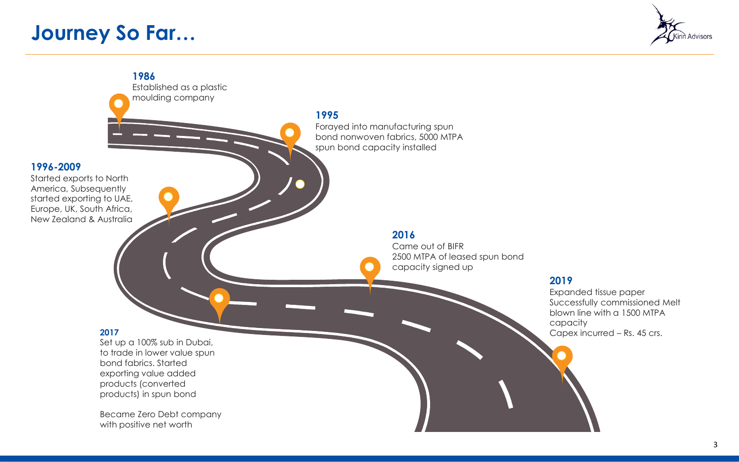# Journey So Far…

**1986**
Established as a plastic moulding company

**1995**
Forayed into manufacturing spun bond nonwoven fabrics, 5000 MTPA spun bond capacity installed

**1996-2009**
Started exports to North America, Subsequently started exporting to UAE, Europe, UK, South Africa, New Zealand & Australia

**2016**
Came out of BIFR
2500 MTPA of leased spun bond capacity signed up

**2017**
Set up a 100% sub in Dubai, to trade in lower value spun bond fabrics. Started exporting value added products (converted products) in spun bond

Became Zero Debt company with positive net worth

**2019**
Expanded tissue paper
Successfully commissioned Melt blown line with a 1500 MTPA capacity
Capex incurred – Rs. 45 crs.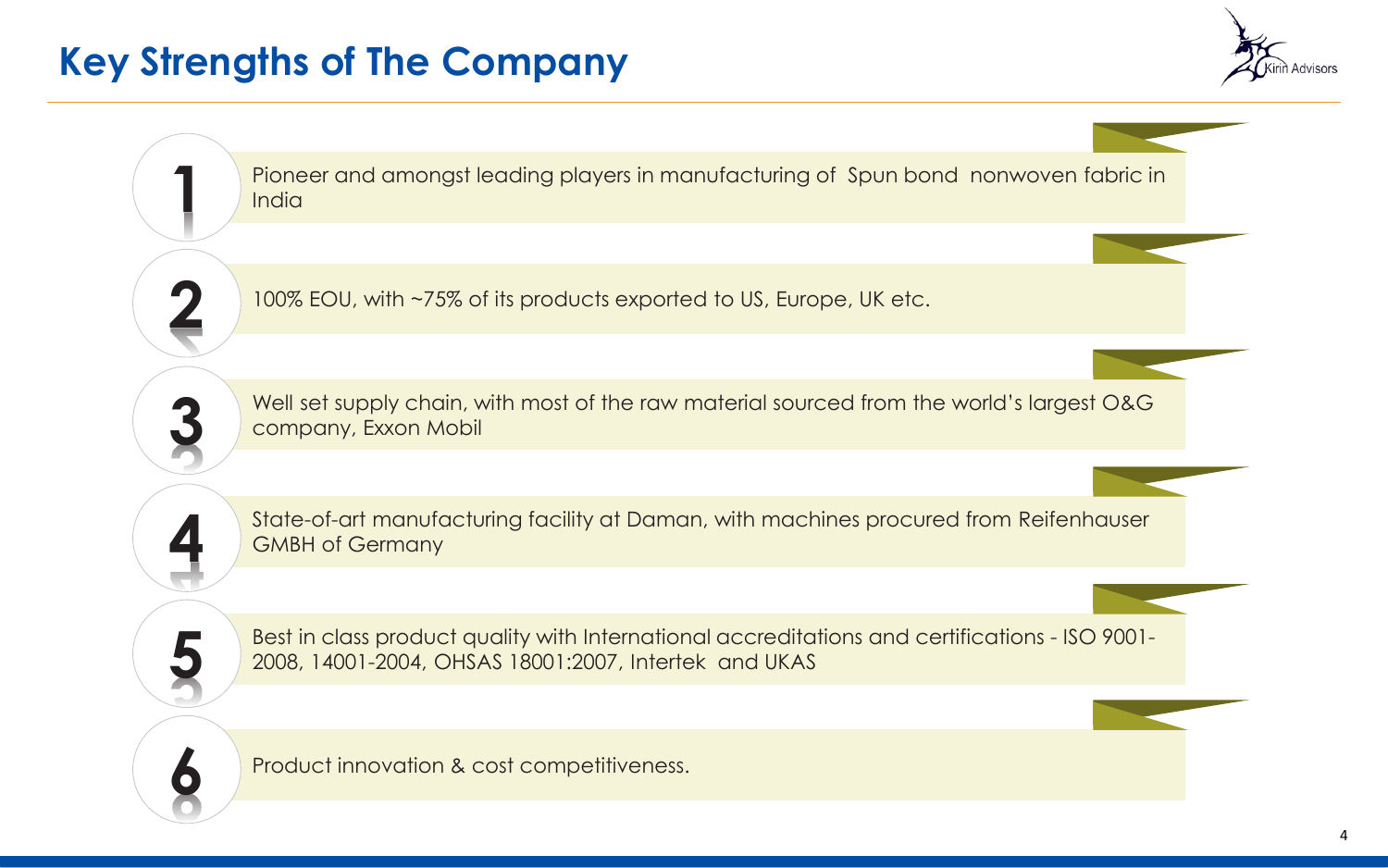# Key Strengths of The Company

1. Pioneer and amongst leading players in manufacturing of Spun bond nonwoven fabric in India
2. 100% EOU, with ~75% of its products exported to US, Europe, UK etc.
3. Well set supply chain, with most of the raw material sourced from the world's largest O&G company, Exxon Mobil
4. State-of-art manufacturing facility at Daman, with machines procured from Reifenhauser GMBH of Germany
5. Best in class product quality with International accreditations and certifications - ISO 9001-2008, 14001-2004, OHSAS 18001:2007, Intertek and UKAS
6. Product innovation & cost competitiveness.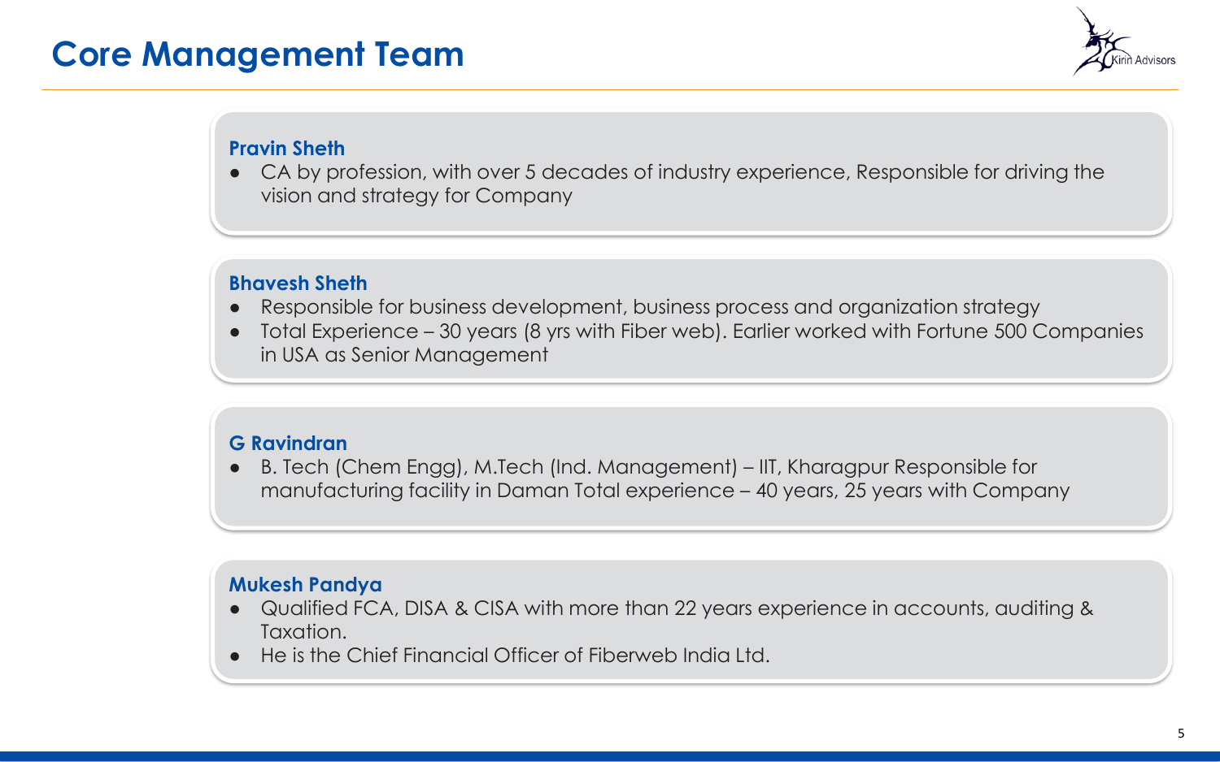# Core Management Team

**Pravin Sheth**

- CA by profession, with over 5 decades of industry experience, Responsible for driving the vision and strategy for Company

**Bhavesh Sheth**

- Responsible for business development, business process and organization strategy
- Total Experience – 30 years (8 yrs with Fiber web). Earlier worked with Fortune 500 Companies in USA as Senior Management

**G Ravindran**

- B. Tech (Chem Engg), M.Tech (Ind. Management) – IIT, Kharagpur Responsible for manufacturing facility in Daman Total experience – 40 years, 25 years with Company

**Mukesh Pandya**

- Qualified FCA, DISA & CISA with more than 22 years experience in accounts, auditing & Taxation.
- He is the Chief Financial Officer of Fiberweb India Ltd.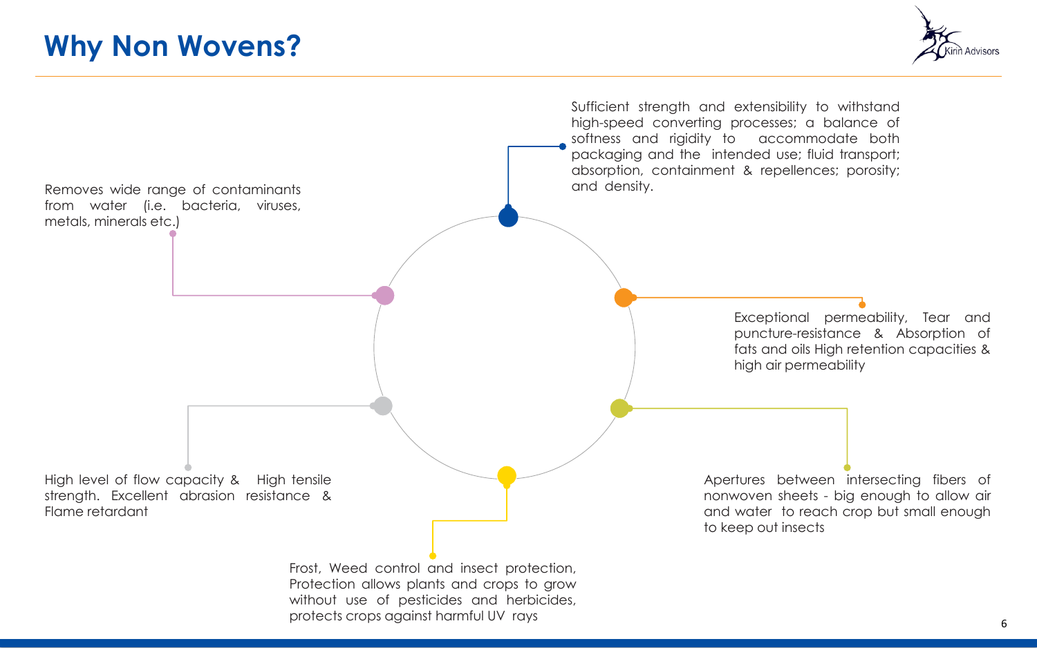# Why Non Wovens?

- Sufficient strength and extensibility to withstand high-speed converting processes; a balance of softness and rigidity to accommodate both packaging and the intended use; fluid transport; absorption, containment & repellences; porosity; and density.

- Exceptional permeability, Tear and puncture-resistance & Absorption of fats and oils High retention capacities & high air permeability

- Apertures between intersecting fibers of nonwoven sheets - big enough to allow air and water to reach crop but small enough to keep out insects

- Frost, Weed control and insect protection, Protection allows plants and crops to grow without use of pesticides and herbicides, protects crops against harmful UV rays

- High level of flow capacity & High tensile strength. Excellent abrasion resistance & Flame retardant

- Removes wide range of contaminants from water (i.e. bacteria, viruses, metals, minerals etc.)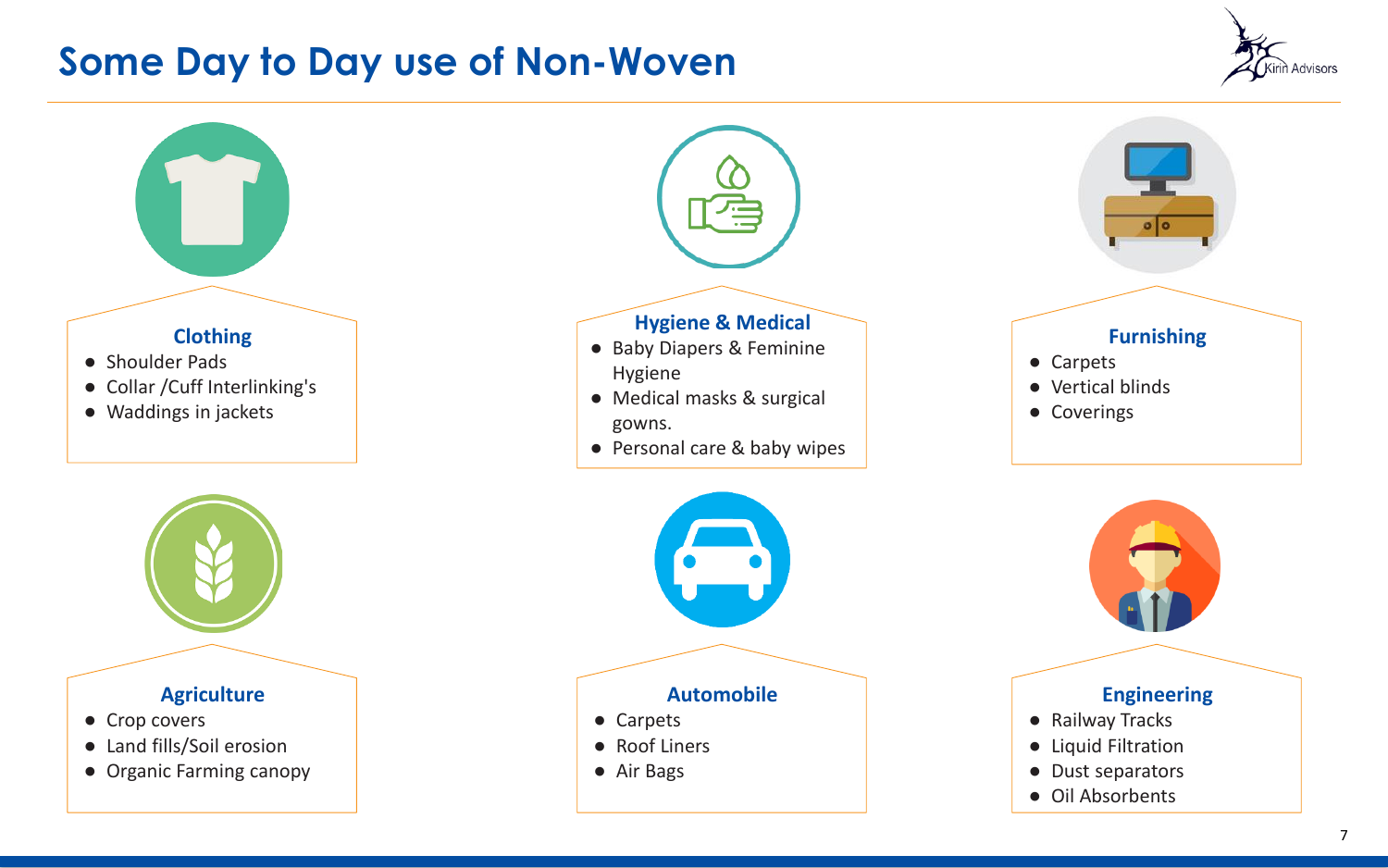# Some Day to Day use of Non-Woven

## Clothing

- Shoulder Pads
- Collar /Cuff Interlinking's
- Waddings in jackets

## Hygiene & Medical

- Baby Diapers & Feminine Hygiene
- Medical masks & surgical gowns.
- Personal care & baby wipes

## Furnishing

- Carpets
- Vertical blinds
- Coverings

## Agriculture

- Crop covers
- Land fills/Soil erosion
- Organic Farming canopy

## Automobile

- Carpets
- Roof Liners
- Air Bags

## Engineering

- Railway Tracks
- Liquid Filtration
- Dust separators
- Oil Absorbents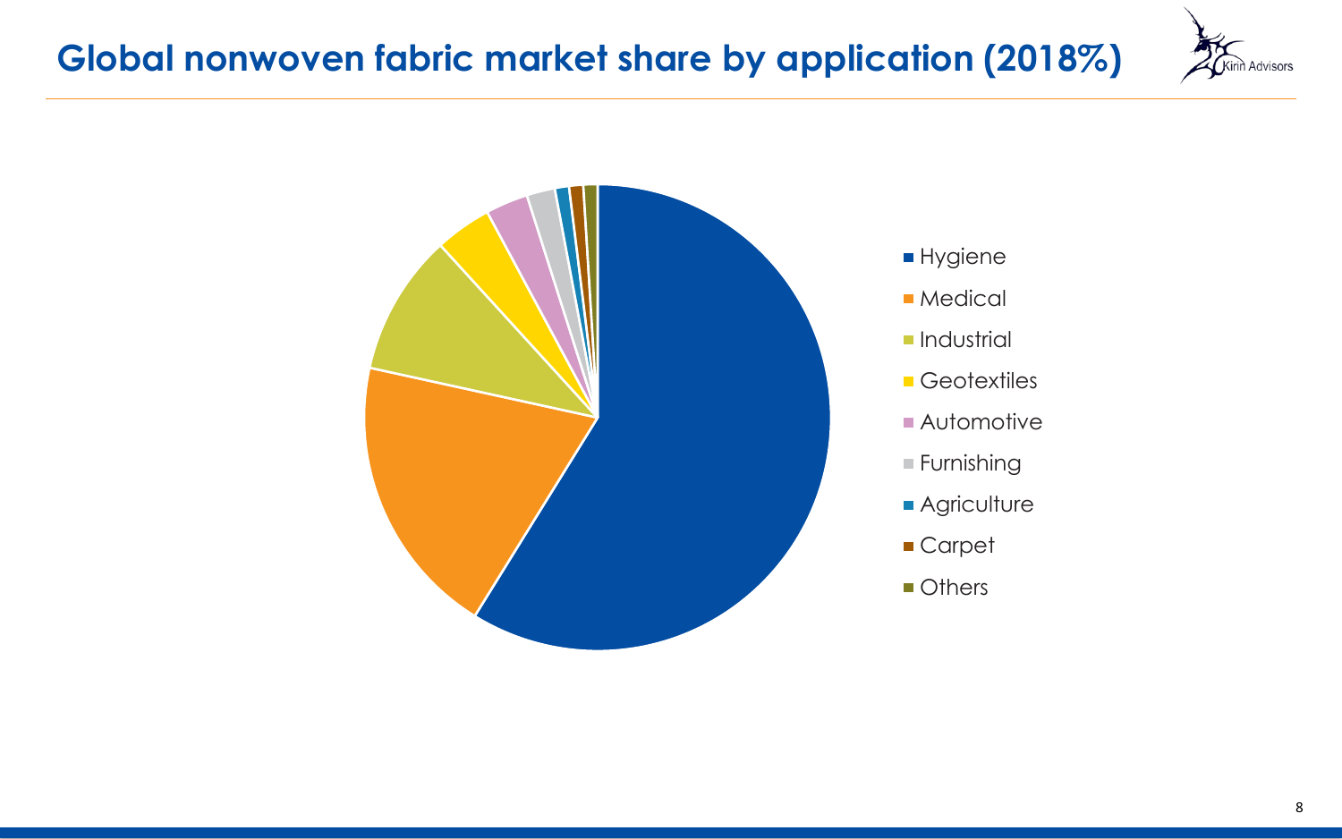# Global nonwoven fabric market share by application (2018%)

- Hygiene
- Medical
- Industrial
- Geotextiles
- Automotive
- Furnishing
- Agriculture
- Carpet
- Others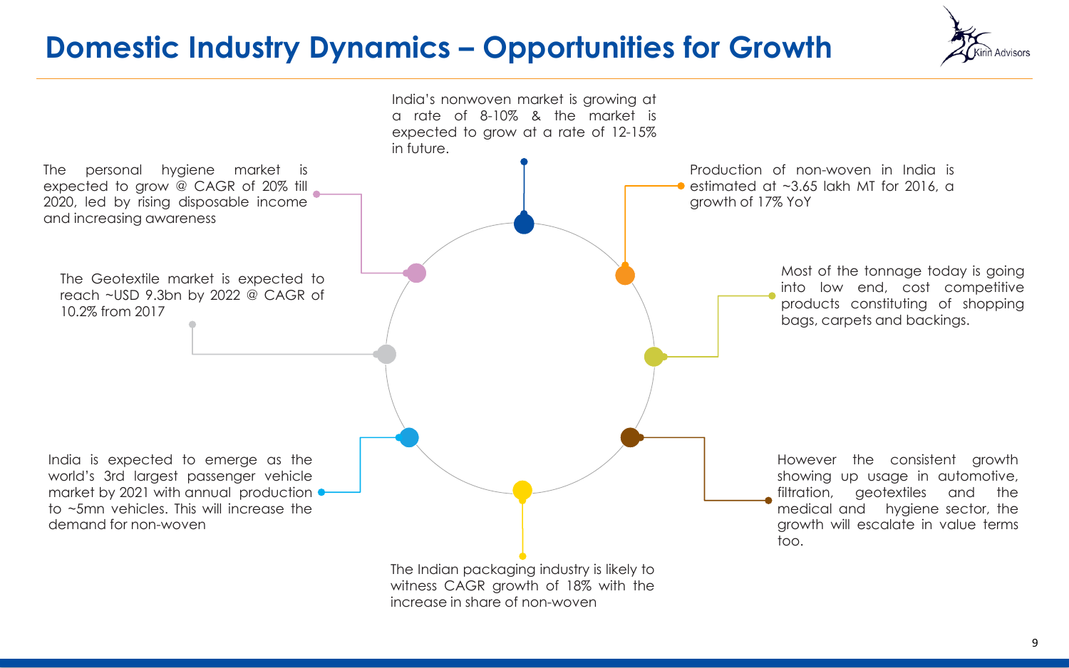# Domestic Industry Dynamics – Opportunities for Growth

India's nonwoven market is growing at a rate of 8-10% & the market is expected to grow at a rate of 12-15% in future.

Production of non-woven in India is estimated at ~3.65 lakh MT for 2016, a growth of 17% YoY

Most of the tonnage today is going into low end, cost competitive products constituting of shopping bags, carpets and backings.

However the consistent growth showing up usage in automotive, filtration, geotextiles and the medical and hygiene sector, the growth will escalate in value terms too.

The Indian packaging industry is likely to witness CAGR growth of 18% with the increase in share of non-woven

India is expected to emerge as the world's 3rd largest passenger vehicle market by 2021 with annual production to ~5mn vehicles. This will increase the demand for non-woven

The Geotextile market is expected to reach ~USD 9.3bn by 2022 @ CAGR of 10.2% from 2017

The personal hygiene market is expected to grow @ CAGR of 20% till 2020, led by rising disposable income and increasing awareness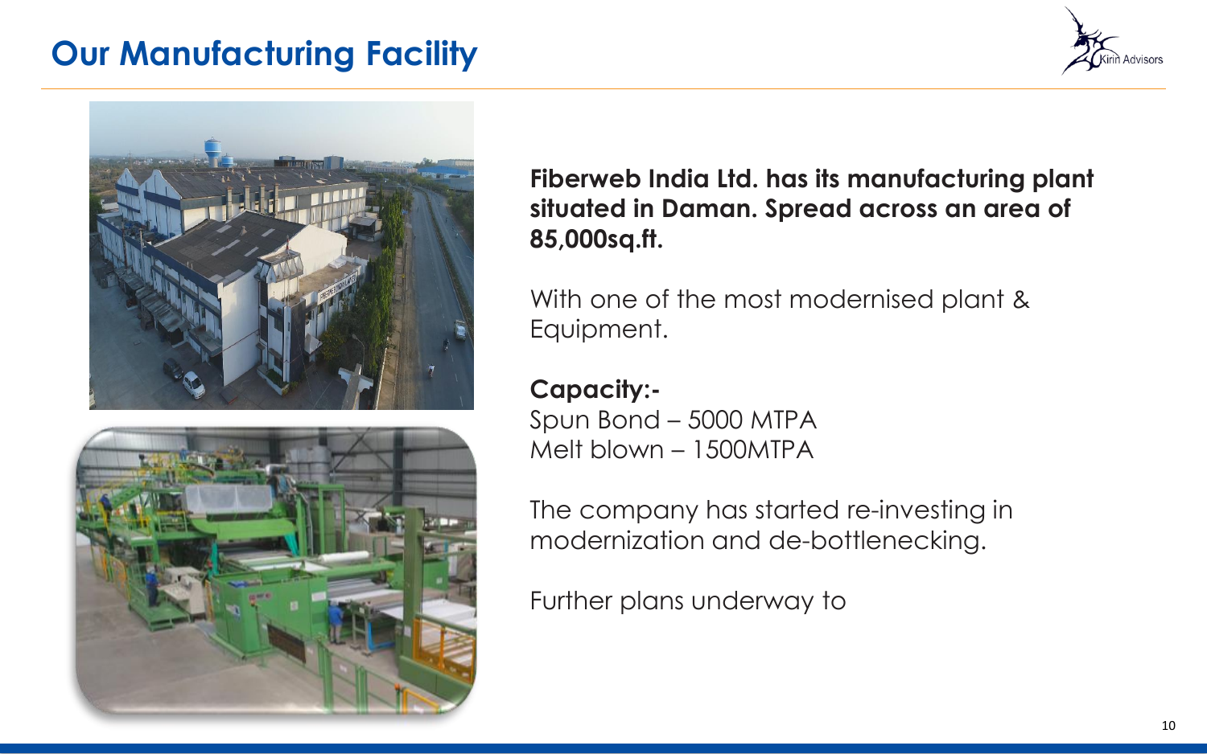# Our Manufacturing Facility

**Fiberweb India Ltd. has its manufacturing plant situated in Daman. Spread across an area of 85,000sq.ft.**

With one of the most modernised plant & Equipment.

**Capacity:-**
Spun Bond – 5000 MTPA
Melt blown – 1500MTPA

The company has started re-investing in modernization and de-bottlenecking.

Further plans underway to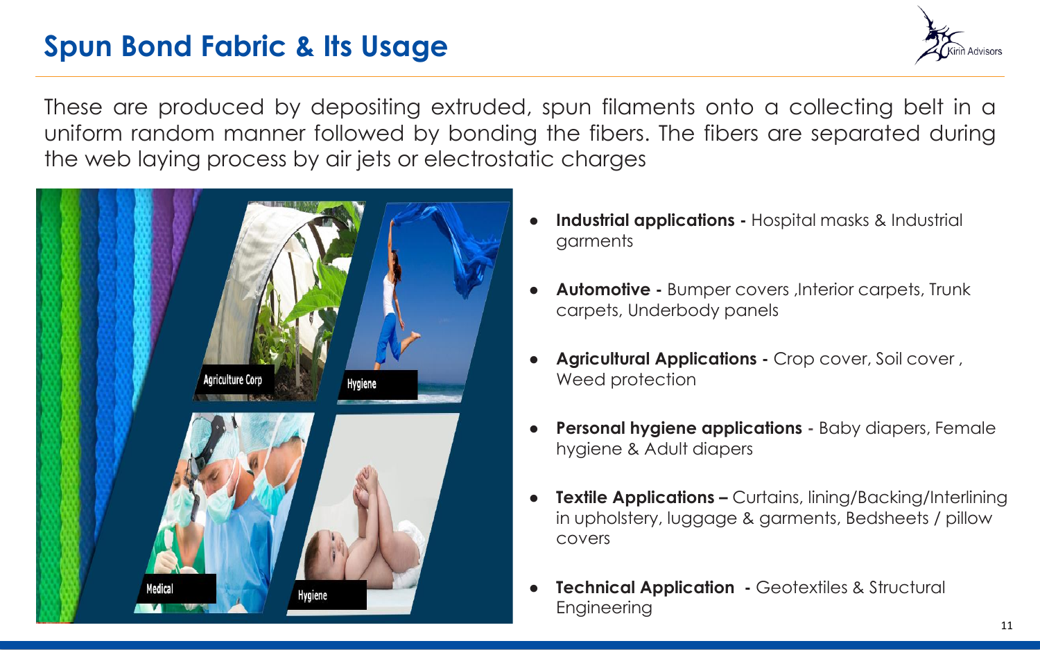# Spun Bond Fabric & Its Usage

These are produced by depositing extruded, spun filaments onto a collecting belt in a uniform random manner followed by bonding the fibers. The fibers are separated during the web laying process by air jets or electrostatic charges

- **Industrial applications -** Hospital masks & Industrial garments
- **Automotive -** Bumper covers ,Interior carpets, Trunk carpets, Underbody panels
- **Agricultural Applications -** Crop cover, Soil cover , Weed protection
- **Personal hygiene applications** - Baby diapers, Female hygiene & Adult diapers
- **Textile Applications –** Curtains, lining/Backing/Interlining in upholstery, luggage & garments, Bedsheets / pillow covers
- **Technical Application -** Geotextiles & Structural Engineering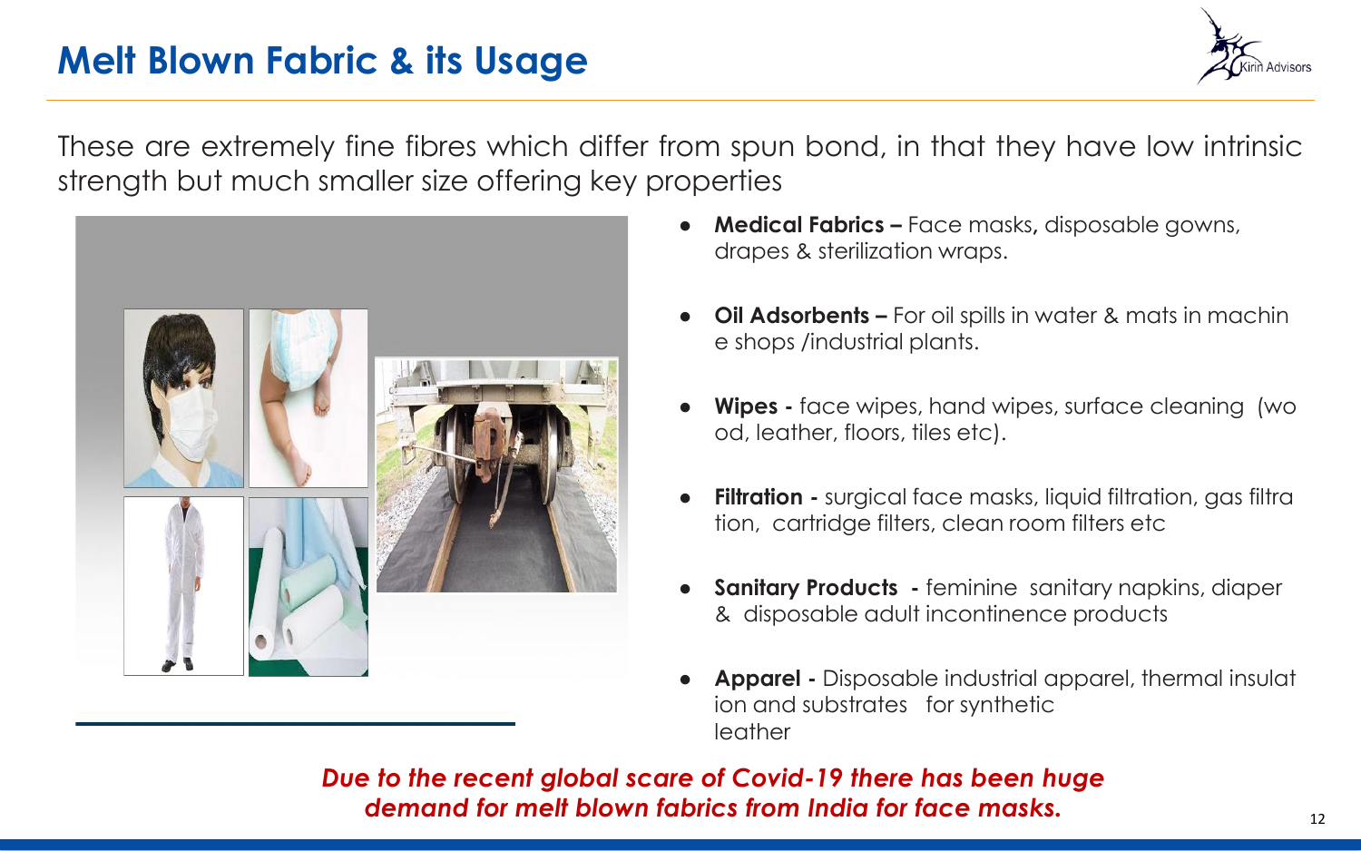# Melt Blown Fabric & its Usage

These are extremely fine fibres which differ from spun bond, in that they have low intrinsic strength but much smaller size offering key properties

- **Medical Fabrics –** Face masks, disposable gowns, drapes & sterilization wraps.
- **Oil Adsorbents –** For oil spills in water & mats in machine shops /industrial plants.
- **Wipes -** face wipes, hand wipes, surface cleaning (wood, leather, floors, tiles etc).
- **Filtration -** surgical face masks, liquid filtration, gas filtration, cartridge filters, clean room filters etc
- **Sanitary Products -** feminine sanitary napkins, diaper & disposable adult incontinence products
- **Apparel -** Disposable industrial apparel, thermal insulation and substrates for synthetic leather

***Due to the recent global scare of Covid-19 there has been huge demand for melt blown fabrics from India for face masks.***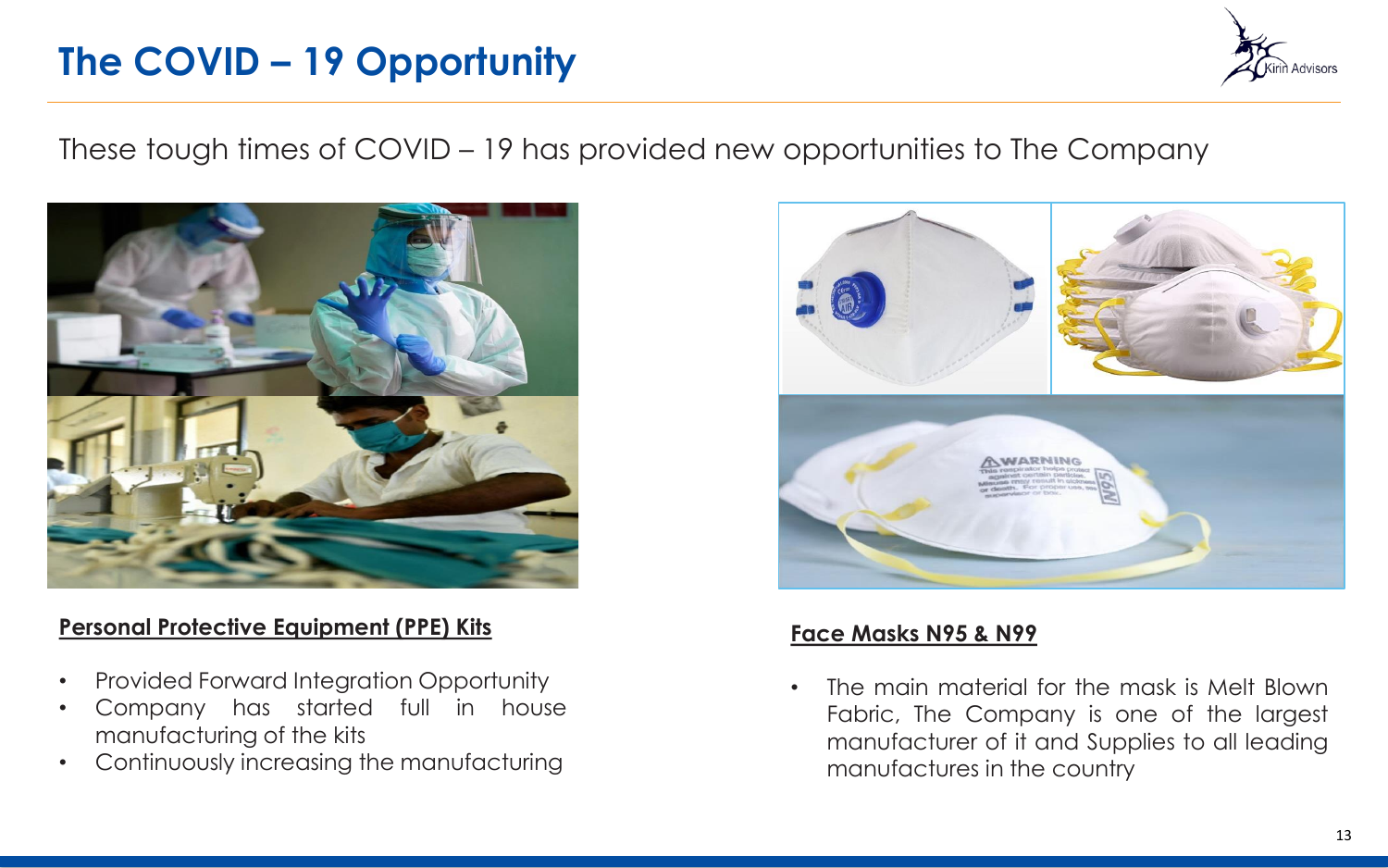# The COVID – 19 Opportunity

These tough times of COVID – 19 has provided new opportunities to The Company

**Personal Protective Equipment (PPE) Kits**

- Provided Forward Integration Opportunity
- Company has started full in house manufacturing of the kits
- Continuously increasing the manufacturing

**Face Masks N95 & N99**

- The main material for the mask is Melt Blown Fabric, The Company is one of the largest manufacturer of it and Supplies to all leading manufactures in the country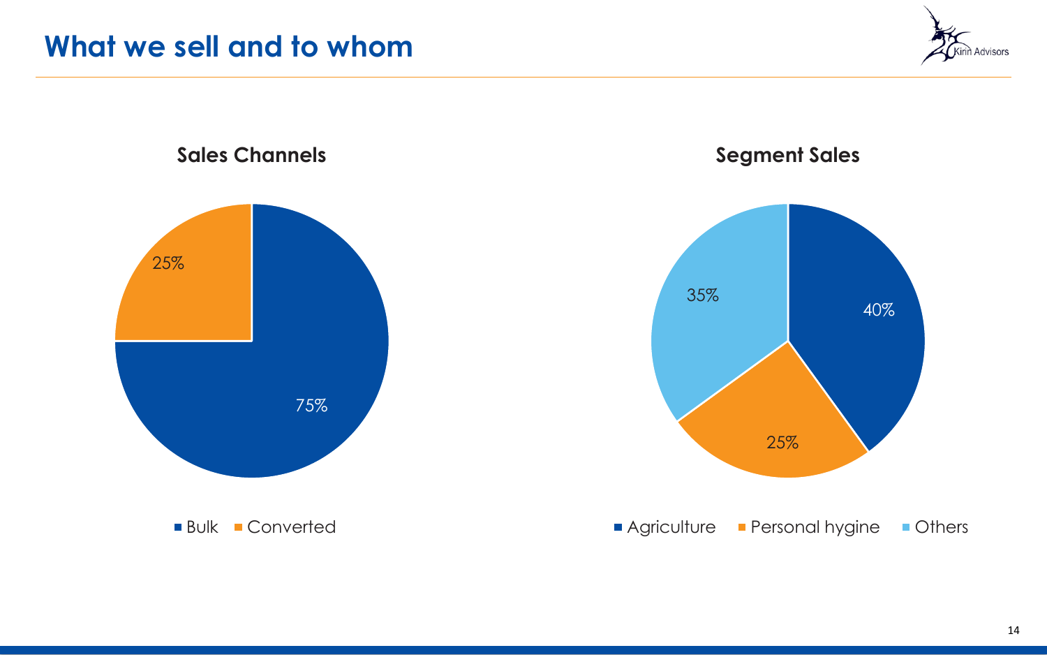# What we sell and to whom

### Sales Channels

- Bulk: 75%
- Converted: 25%

### Segment Sales

- Agriculture: 40%
- Personal hygine: 25%
- Others: 35%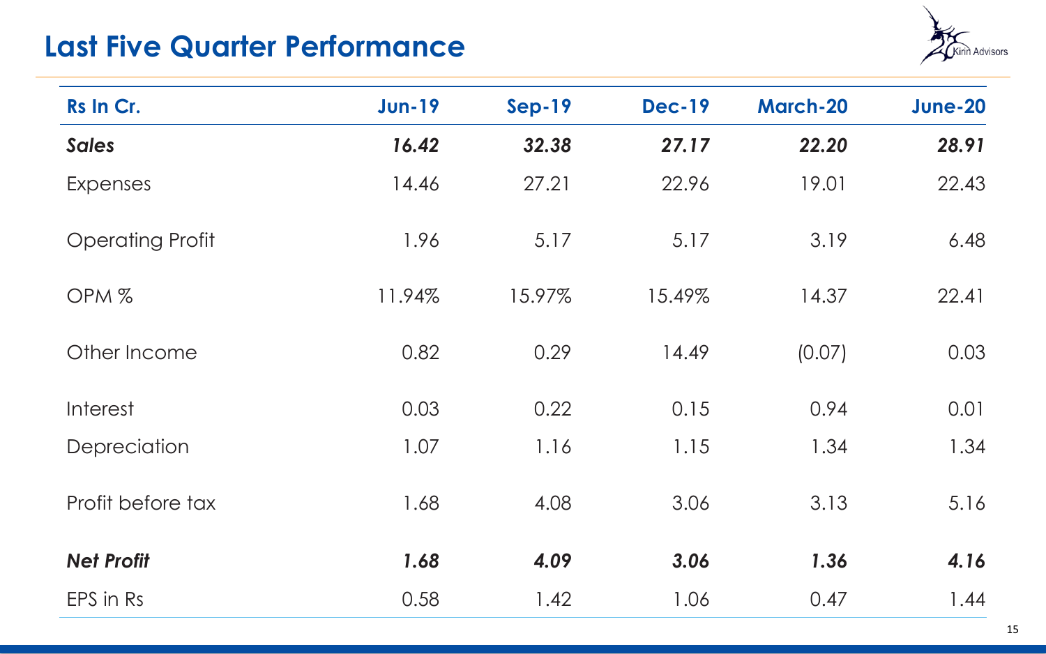# Last Five Quarter Performance

| Rs In Cr. | Jun-19 | Sep-19 | Dec-19 | March-20 | June-20 |
|---|---|---|---|---|---|
| ***Sales*** | ***16.42*** | ***32.38*** | ***27.17*** | ***22.20*** | ***28.91*** |
| Expenses | 14.46 | 27.21 | 22.96 | 19.01 | 22.43 |
| Operating Profit | 1.96 | 5.17 | 5.17 | 3.19 | 6.48 |
| OPM % | 11.94% | 15.97% | 15.49% | 14.37 | 22.41 |
| Other Income | 0.82 | 0.29 | 14.49 | (0.07) | 0.03 |
| Interest | 0.03 | 0.22 | 0.15 | 0.94 | 0.01 |
| Depreciation | 1.07 | 1.16 | 1.15 | 1.34 | 1.34 |
| Profit before tax | 1.68 | 4.08 | 3.06 | 3.13 | 5.16 |
| ***Net Profit*** | ***1.68*** | ***4.09*** | ***3.06*** | ***1.36*** | ***4.16*** |
| EPS in Rs | 0.58 | 1.42 | 1.06 | 0.47 | 1.44 |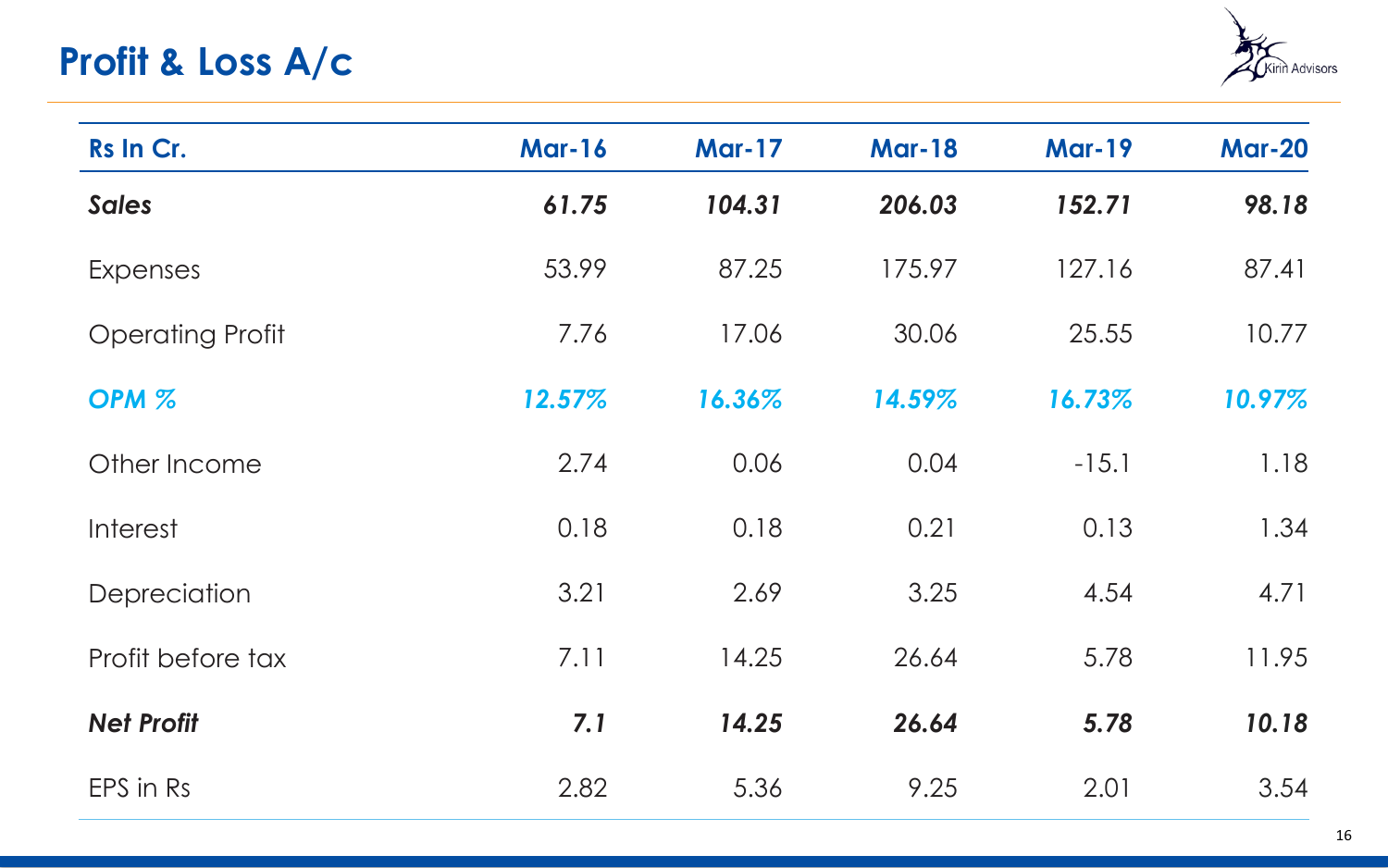# Profit & Loss A/c

| Rs In Cr. | Mar-16 | Mar-17 | Mar-18 | Mar-19 | Mar-20 |
|---|---|---|---|---|---|
| ***Sales*** | ***61.75*** | ***104.31*** | ***206.03*** | ***152.71*** | ***98.18*** |
| Expenses | 53.99 | 87.25 | 175.97 | 127.16 | 87.41 |
| Operating Profit | 7.76 | 17.06 | 30.06 | 25.55 | 10.77 |
| ***OPM %*** | ***12.57%*** | ***16.36%*** | ***14.59%*** | ***16.73%*** | ***10.97%*** |
| Other Income | 2.74 | 0.06 | 0.04 | -15.1 | 1.18 |
| Interest | 0.18 | 0.18 | 0.21 | 0.13 | 1.34 |
| Depreciation | 3.21 | 2.69 | 3.25 | 4.54 | 4.71 |
| Profit before tax | 7.11 | 14.25 | 26.64 | 5.78 | 11.95 |
| ***Net Profit*** | ***7.1*** | ***14.25*** | ***26.64*** | ***5.78*** | ***10.18*** |
| EPS in Rs | 2.82 | 5.36 | 9.25 | 2.01 | 3.54 |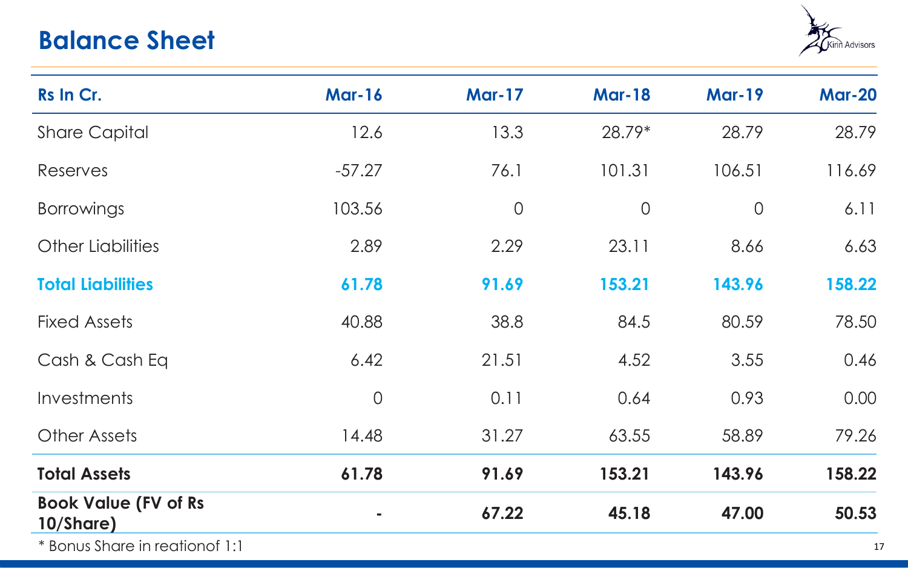# Balance Sheet

| Rs In Cr. | Mar-16 | Mar-17 | Mar-18 | Mar-19 | Mar-20 |
|---|---|---|---|---|---|
| Share Capital | 12.6 | 13.3 | 28.79* | 28.79 | 28.79 |
| Reserves | -57.27 | 76.1 | 101.31 | 106.51 | 116.69 |
| Borrowings | 103.56 | 0 | 0 | 0 | 6.11 |
| Other Liabilities | 2.89 | 2.29 | 23.11 | 8.66 | 6.63 |
| **Total Liabilities** | **61.78** | **91.69** | **153.21** | **143.96** | **158.22** |
| Fixed Assets | 40.88 | 38.8 | 84.5 | 80.59 | 78.50 |
| Cash & Cash Eq | 6.42 | 21.51 | 4.52 | 3.55 | 0.46 |
| Investments | 0 | 0.11 | 0.64 | 0.93 | 0.00 |
| Other Assets | 14.48 | 31.27 | 63.55 | 58.89 | 79.26 |
| **Total Assets** | **61.78** | **91.69** | **153.21** | **143.96** | **158.22** |
| **Book Value (FV of Rs 10/Share)** | **-** | **67.22** | **45.18** | **47.00** | **50.53** |

* Bonus Share in reationof 1:1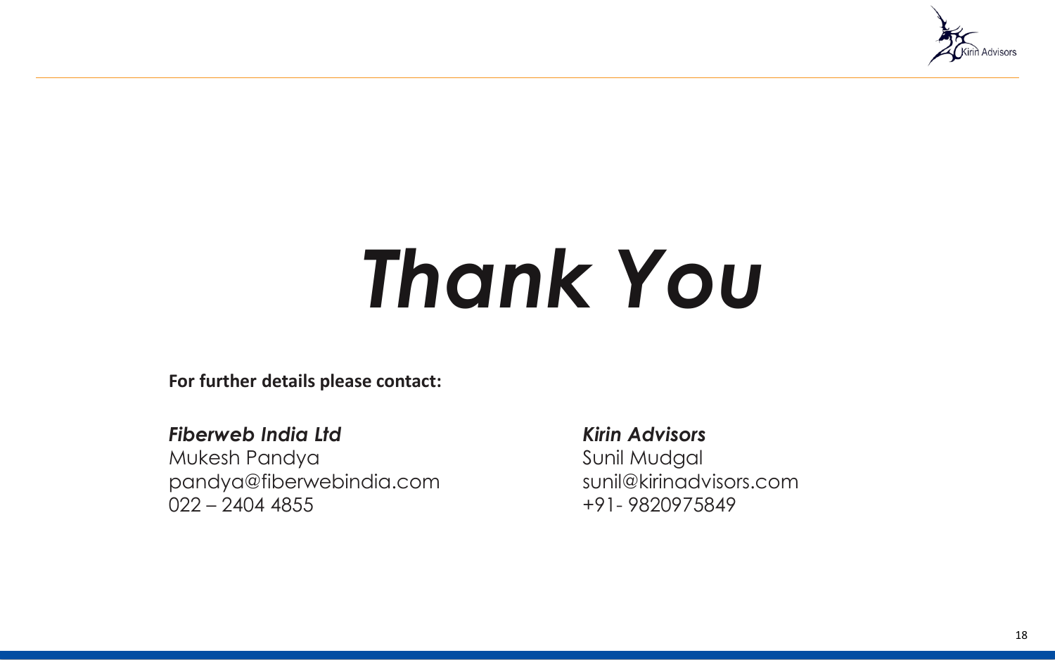# *Thank You*

**For further details please contact:**

***Fiberweb India Ltd***
Mukesh Pandya
pandya@fiberwebindia.com
022 – 2404 4855

***Kirin Advisors***
Sunil Mudgal
sunil@kirinadvisors.com
+91- 9820975849